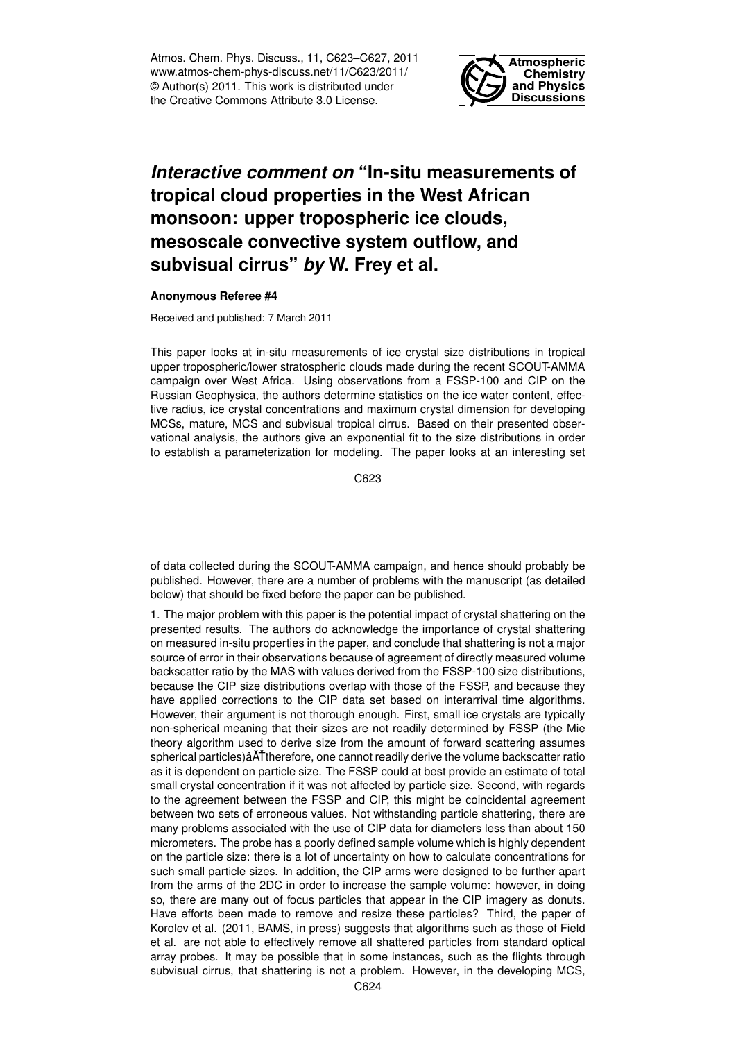Atmos. Chem. Phys. Discuss., 11, C623–C627, 2011
www.atmos-chem-phys-discuss.net/11/C623/2011/
© Author(s) 2011. This work is distributed under
the Creative Commons Attribute 3.0 License.

# *Interactive comment on* "In-situ measurements of tropical cloud properties in the West African monsoon: upper tropospheric ice clouds, mesoscale convective system outflow, and subvisual cirrus" *by* W. Frey et al.

**Anonymous Referee #4**

Received and published: 7 March 2011

This paper looks at in-situ measurements of ice crystal size distributions in tropical upper tropospheric/lower stratospheric clouds made during the recent SCOUT-AMMA campaign over West Africa. Using observations from a FSSP-100 and CIP on the Russian Geophysica, the authors determine statistics on the ice water content, effective radius, ice crystal concentrations and maximum crystal dimension for developing MCSs, mature, MCS and subvisual tropical cirrus. Based on their presented observational analysis, the authors give an exponential fit to the size distributions in order to establish a parameterization for modeling. The paper looks at an interesting set of data collected during the SCOUT-AMMA campaign, and hence should probably be published. However, there are a number of problems with the manuscript (as detailed below) that should be fixed before the paper can be published.

1. The major problem with this paper is the potential impact of crystal shattering on the presented results. The authors do acknowledge the importance of crystal shattering on measured in-situ properties in the paper, and conclude that shattering is not a major source of error in their observations because of agreement of directly measured volume backscatter ratio by the MAS with values derived from the FSSP-100 size distributions, because the CIP size distributions overlap with those of the FSSP, and because they have applied corrections to the CIP data set based on interarrival time algorithms. However, their argument is not thorough enough. First, small ice crystals are typically non-spherical meaning that their sizes are not readily determined by FSSP (the Mie theory algorithm used to derive size from the amount of forward scattering assumes spherical particles)âĂŤtherefore, one cannot readily derive the volume backscatter ratio as it is dependent on particle size. The FSSP could at best provide an estimate of total small crystal concentration if it was not affected by particle size. Second, with regards to the agreement between the FSSP and CIP, this might be coincidental agreement between two sets of erroneous values. Not withstanding particle shattering, there are many problems associated with the use of CIP data for diameters less than about 150 micrometers. The probe has a poorly defined sample volume which is highly dependent on the particle size: there is a lot of uncertainty on how to calculate concentrations for such small particle sizes. In addition, the CIP arms were designed to be further apart from the arms of the 2DC in order to increase the sample volume: however, in doing so, there are many out of focus particles that appear in the CIP imagery as donuts. Have efforts been made to remove and resize these particles? Third, the paper of Korolev et al. (2011, BAMS, in press) suggests that algorithms such as those of Field et al. are not able to effectively remove all shattered particles from standard optical array probes. It may be possible that in some instances, such as the flights through subvisual cirrus, that shattering is not a problem. However, in the developing MCS,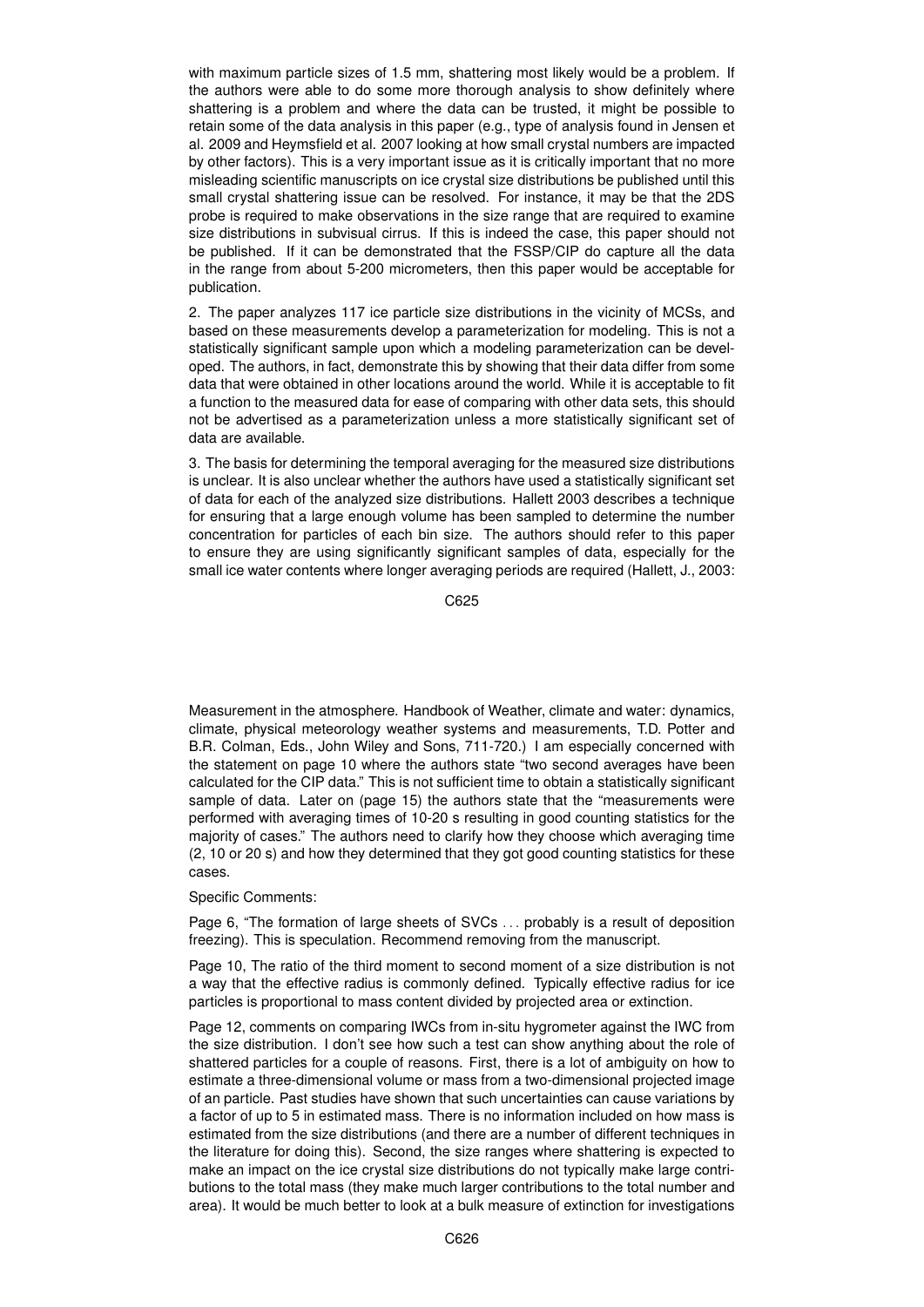with maximum particle sizes of 1.5 mm, shattering most likely would be a problem. If the authors were able to do some more thorough analysis to show definitely where shattering is a problem and where the data can be trusted, it might be possible to retain some of the data analysis in this paper (e.g., type of analysis found in Jensen et al. 2009 and Heymsfield et al. 2007 looking at how small crystal numbers are impacted by other factors). This is a very important issue as it is critically important that no more misleading scientific manuscripts on ice crystal size distributions be published until this small crystal shattering issue can be resolved. For instance, it may be that the 2DS probe is required to make observations in the size range that are required to examine size distributions in subvisual cirrus. If this is indeed the case, this paper should not be published. If it can be demonstrated that the FSSP/CIP do capture all the data in the range from about 5-200 micrometers, then this paper would be acceptable for publication.

2. The paper analyzes 117 ice particle size distributions in the vicinity of MCSs, and based on these measurements develop a parameterization for modeling. This is not a statistically significant sample upon which a modeling parameterization can be developed. The authors, in fact, demonstrate this by showing that their data differ from some data that were obtained in other locations around the world. While it is acceptable to fit a function to the measured data for ease of comparing with other data sets, this should not be advertised as a parameterization unless a more statistically significant set of data are available.

3. The basis for determining the temporal averaging for the measured size distributions is unclear. It is also unclear whether the authors have used a statistically significant set of data for each of the analyzed size distributions. Hallett 2003 describes a technique for ensuring that a large enough volume has been sampled to determine the number concentration for particles of each bin size. The authors should refer to this paper to ensure they are using significantly significant samples of data, especially for the small ice water contents where longer averaging periods are required (Hallett, J., 2003: Measurement in the atmosphere. Handbook of Weather, climate and water: dynamics, climate, physical meteorology weather systems and measurements, T.D. Potter and B.R. Colman, Eds., John Wiley and Sons, 711-720.) I am especially concerned with the statement on page 10 where the authors state "two second averages have been calculated for the CIP data." This is not sufficient time to obtain a statistically significant sample of data. Later on (page 15) the authors state that the "measurements were performed with averaging times of 10-20 s resulting in good counting statistics for the majority of cases." The authors need to clarify how they choose which averaging time (2, 10 or 20 s) and how they determined that they got good counting statistics for these cases.

Specific Comments:

Page 6, "The formation of large sheets of SVCs ... probably is a result of deposition freezing). This is speculation. Recommend removing from the manuscript.

Page 10, The ratio of the third moment to second moment of a size distribution is not a way that the effective radius is commonly defined. Typically effective radius for ice particles is proportional to mass content divided by projected area or extinction.

Page 12, comments on comparing IWCs from in-situ hygrometer against the IWC from the size distribution. I don't see how such a test can show anything about the role of shattered particles for a couple of reasons. First, there is a lot of ambiguity on how to estimate a three-dimensional volume or mass from a two-dimensional projected image of an particle. Past studies have shown that such uncertainties can cause variations by a factor of up to 5 in estimated mass. There is no information included on how mass is estimated from the size distributions (and there are a number of different techniques in the literature for doing this). Second, the size ranges where shattering is expected to make an impact on the ice crystal size distributions do not typically make large contributions to the total mass (they make much larger contributions to the total number and area). It would be much better to look at a bulk measure of extinction for investigations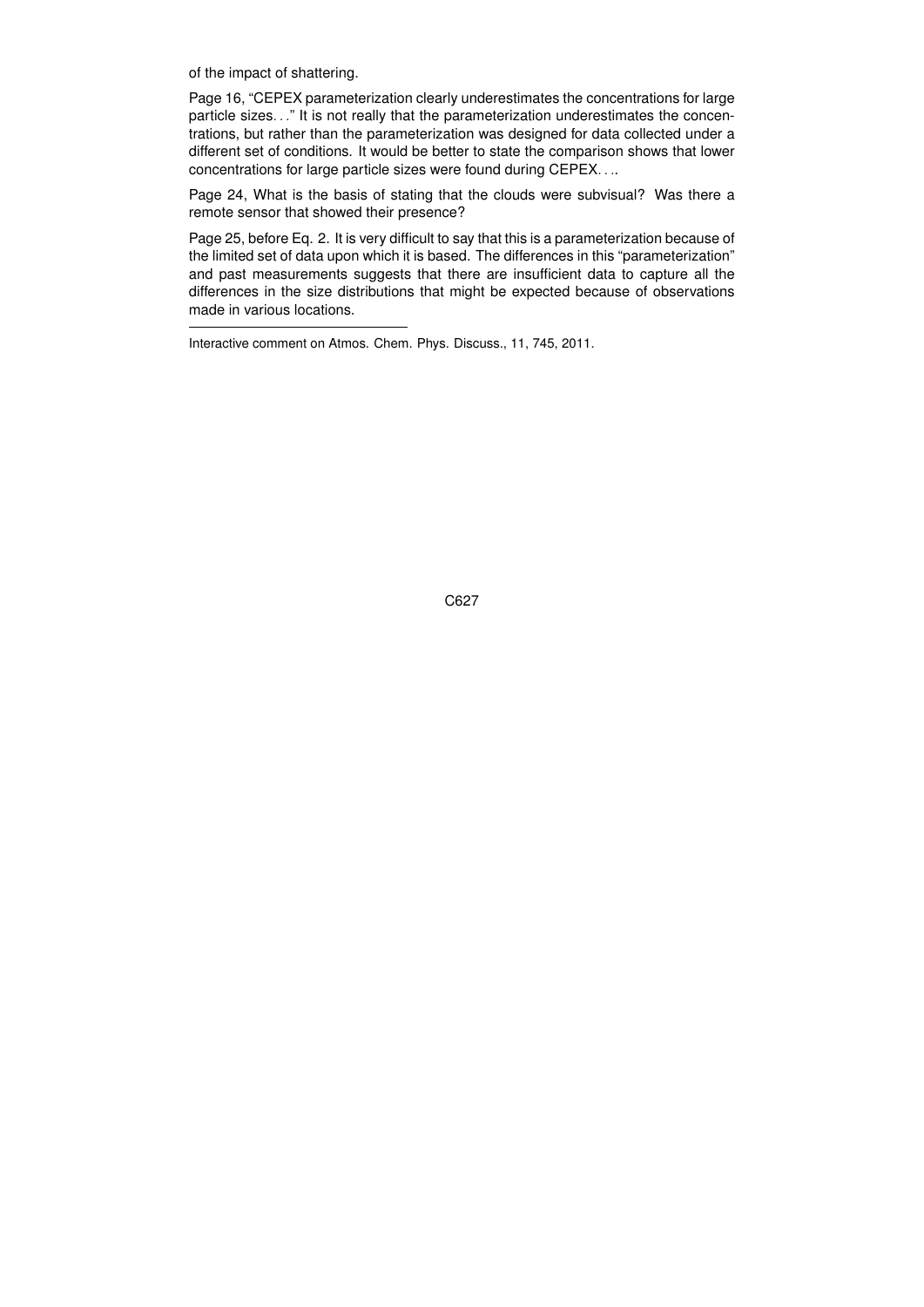of the impact of shattering.

Page 16, "CEPEX parameterization clearly underestimates the concentrations for large particle sizes. . ." It is not really that the parameterization underestimates the concentrations, but rather than the parameterization was designed for data collected under a different set of conditions. It would be better to state the comparison shows that lower concentrations for large particle sizes were found during CEPEX. . ..

Page 24, What is the basis of stating that the clouds were subvisual? Was there a remote sensor that showed their presence?

Page 25, before Eq. 2. It is very difficult to say that this is a parameterization because of the limited set of data upon which it is based. The differences in this "parameterization" and past measurements suggests that there are insufficient data to capture all the differences in the size distributions that might be expected because of observations made in various locations.

---

Interactive comment on Atmos. Chem. Phys. Discuss., 11, 745, 2011.